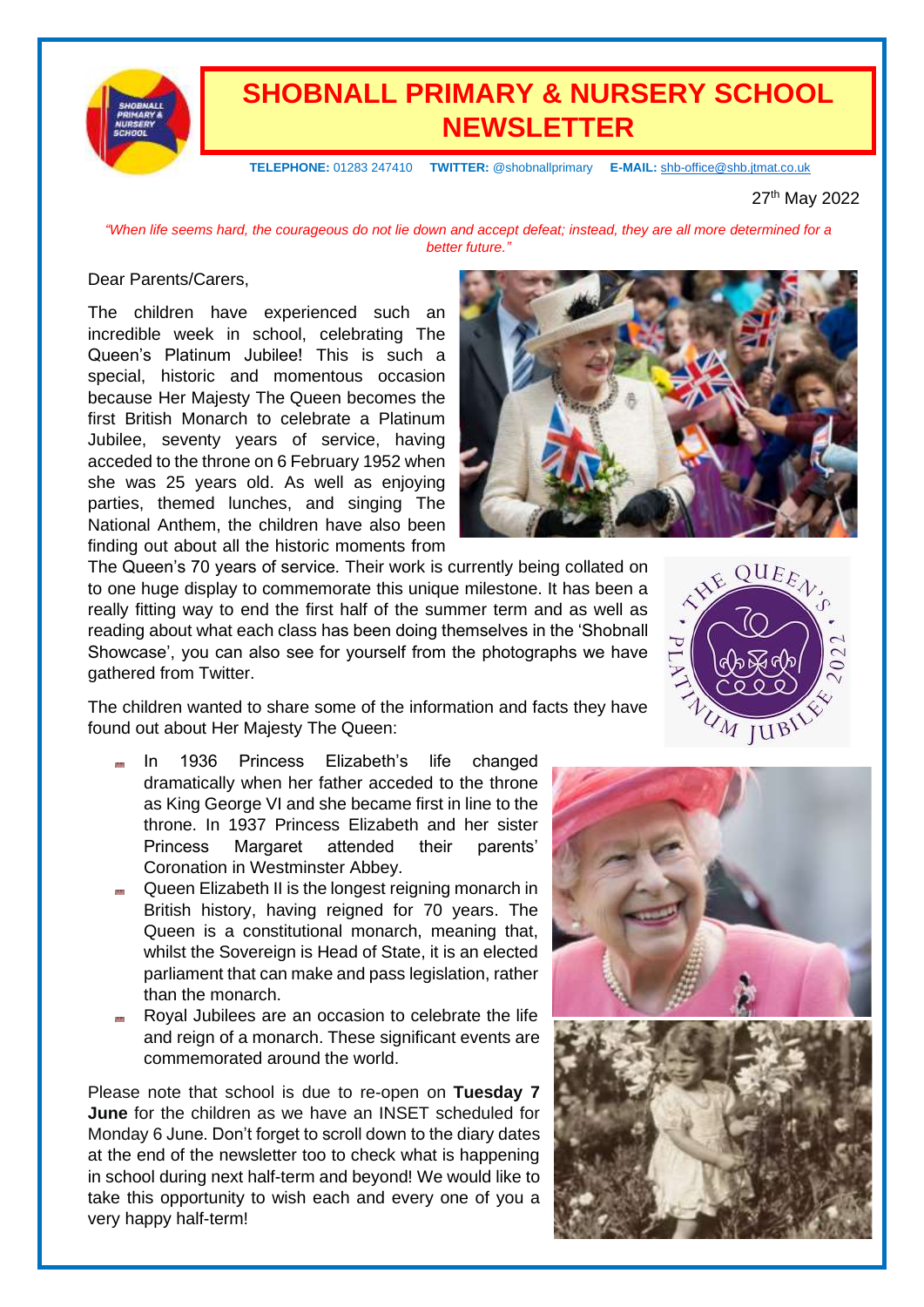# SHOBNALL PRIMARY & NURSERY SCHOOL NEWSLETTER

**TELEPHONE:** 01283 247410 **TWITTER:** @shobnallprimary **E-MAIL:** shb-office@shb.jtmat.co.uk

27th May 2022

*"When life seems hard, the courageous do not lie down and accept defeat; instead, they are all more determined for a better future."*

Dear Parents/Carers,

The children have experienced such an incredible week in school, celebrating The Queen's Platinum Jubilee! This is such a special, historic and momentous occasion because Her Majesty The Queen becomes the first British Monarch to celebrate a Platinum Jubilee, seventy years of service, having acceded to the throne on 6 February 1952 when she was 25 years old. As well as enjoying parties, themed lunches, and singing The National Anthem, the children have also been finding out about all the historic moments from The Queen's 70 years of service. Their work is currently being collated on to one huge display to commemorate this unique milestone. It has been a really fitting way to end the first half of the summer term and as well as reading about what each class has been doing themselves in the 'Shobnall Showcase', you can also see for yourself from the photographs we have gathered from Twitter.

The children wanted to share some of the information and facts they have found out about Her Majesty The Queen:

- In 1936 Princess Elizabeth's life changed dramatically when her father acceded to the throne as King George VI and she became first in line to the throne. In 1937 Princess Elizabeth and her sister Princess Margaret attended their parents' Coronation in Westminster Abbey.
- Queen Elizabeth II is the longest reigning monarch in British history, having reigned for 70 years. The Queen is a constitutional monarch, meaning that, whilst the Sovereign is Head of State, it is an elected parliament that can make and pass legislation, rather than the monarch.
- Royal Jubilees are an occasion to celebrate the life and reign of a monarch. These significant events are commemorated around the world.

Please note that school is due to re-open on **Tuesday 7 June** for the children as we have an INSET scheduled for Monday 6 June. Don't forget to scroll down to the diary dates at the end of the newsletter too to check what is happening in school during next half-term and beyond! We would like to take this opportunity to wish each and every one of you a very happy half-term!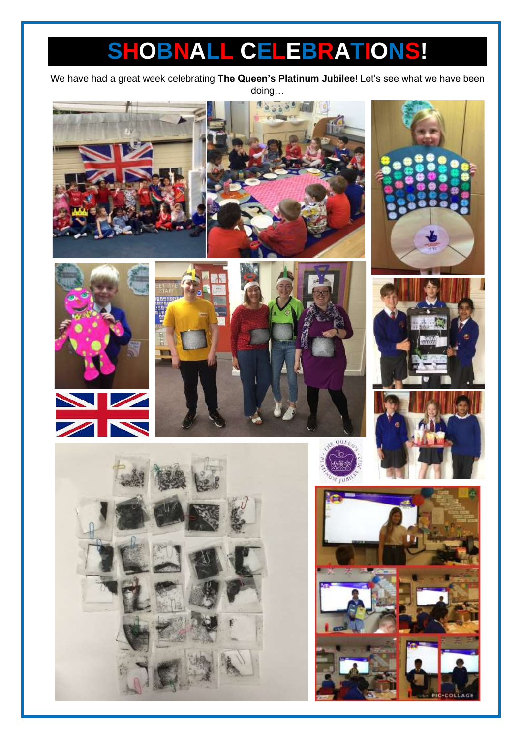# SHOBNALL CELEBRATIONS!

We have had a great week celebrating **The Queen's Platinum Jubilee**! Let's see what we have been doing…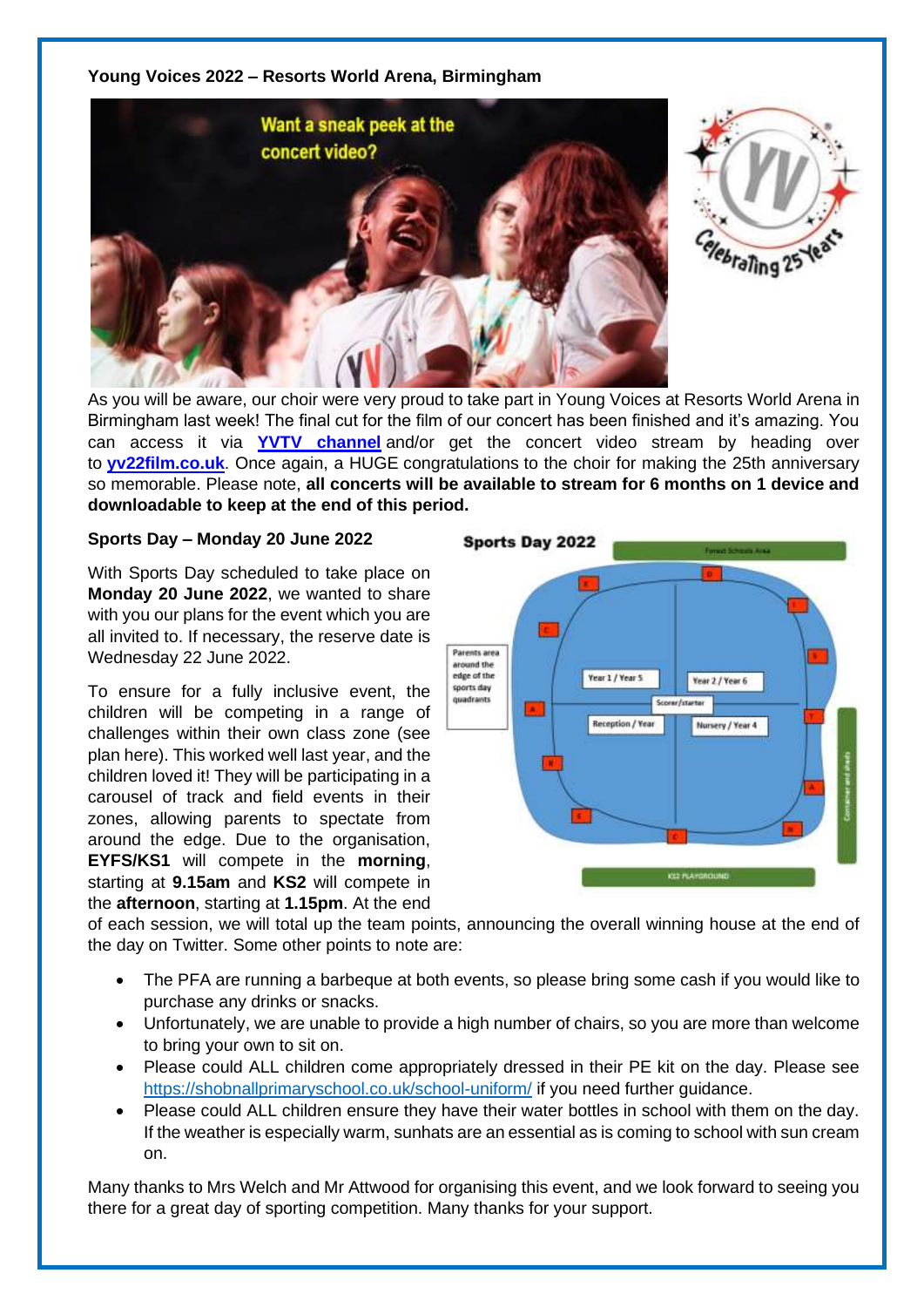**Young Voices 2022 – Resorts World Arena, Birmingham**

As you will be aware, our choir were very proud to take part in Young Voices at Resorts World Arena in Birmingham last week! The final cut for the film of our concert has been finished and it's amazing. You can access it via **YVTV channel** and/or get the concert video stream by heading over to **yv22film.co.uk**. Once again, a HUGE congratulations to the choir for making the 25th anniversary so memorable. Please note, **all concerts will be available to stream for 6 months on 1 device and downloadable to keep at the end of this period.**

**Sports Day – Monday 20 June 2022**

With Sports Day scheduled to take place on **Monday 20 June 2022**, we wanted to share with you our plans for the event which you are all invited to. If necessary, the reserve date is Wednesday 22 June 2022.

To ensure for a fully inclusive event, the children will be competing in a range of challenges within their own class zone (see plan here). This worked well last year, and the children loved it! They will be participating in a carousel of track and field events in their zones, allowing parents to spectate from around the edge. Due to the organisation, **EYFS/KS1** will compete in the **morning**, starting at **9.15am** and **KS2** will compete in the **afternoon**, starting at **1.15pm**. At the end of each session, we will total up the team points, announcing the overall winning house at the end of the day on Twitter. Some other points to note are:

- The PFA are running a barbeque at both events, so please bring some cash if you would like to purchase any drinks or snacks.
- Unfortunately, we are unable to provide a high number of chairs, so you are more than welcome to bring your own to sit on.
- Please could ALL children come appropriately dressed in their PE kit on the day. Please see https://shobnallprimaryschool.co.uk/school-uniform/ if you need further guidance.
- Please could ALL children ensure they have their water bottles in school with them on the day. If the weather is especially warm, sunhats are an essential as is coming to school with sun cream on.

Many thanks to Mrs Welch and Mr Attwood for organising this event, and we look forward to seeing you there for a great day of sporting competition. Many thanks for your support.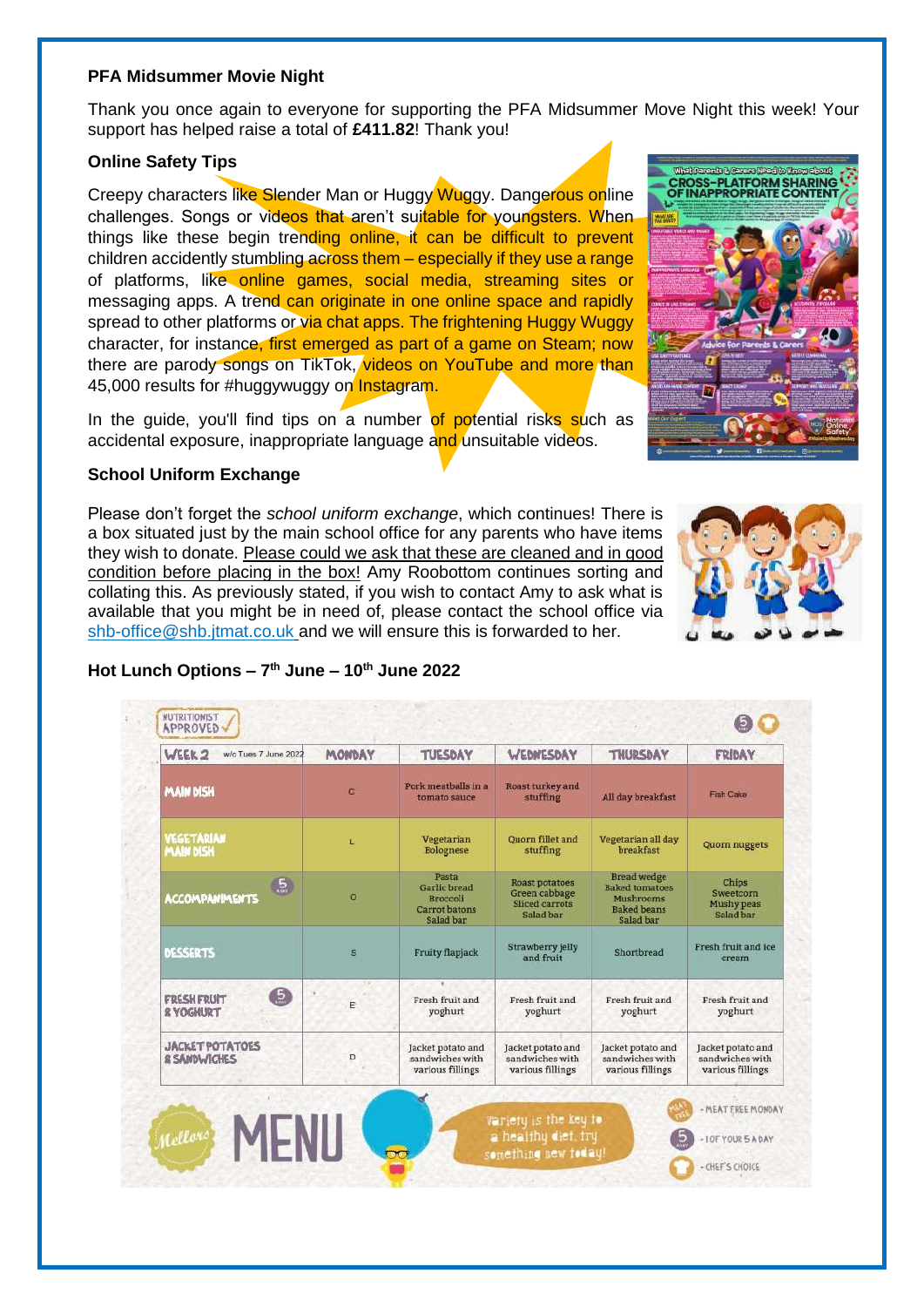**PFA Midsummer Movie Night**

Thank you once again to everyone for supporting the PFA Midsummer Move Night this week! Your support has helped raise a total of **£411.82**! Thank you!

**Online Safety Tips**

Creepy characters like Slender Man or Huggy Wuggy. Dangerous online challenges. Songs or videos that aren't suitable for youngsters. When things like these begin trending online, it can be difficult to prevent children accidently stumbling across them – especially if they use a range of platforms, like online games, social media, streaming sites or messaging apps. A trend can originate in one online space and rapidly spread to other platforms or via chat apps. The frightening Huggy Wuggy character, for instance, first emerged as part of a game on Steam; now there are parody songs on TikTok, videos on YouTube and more than 45,000 results for #huggywuggy on Instagram.

In the guide, you'll find tips on a number of potential risks such as accidental exposure, inappropriate language and unsuitable videos.

**School Uniform Exchange**

Please don't forget the *school uniform exchange*, which continues! There is a box situated just by the main school office for any parents who have items they wish to donate. Please could we ask that these are cleaned and in good condition before placing in the box! Amy Roobottom continues sorting and collating this. As previously stated, if you wish to contact Amy to ask what is available that you might be in need of, please contact the school office via shb-office@shb.jtmat.co.uk and we will ensure this is forwarded to her.

**Hot Lunch Options – 7th June – 10th June 2022**

NUTRITIONIST APPROVED

| WEEK 2 w/c Tues 7 June 2022 | MONDAY | TUESDAY | WEDNESDAY | THURSDAY | FRIDAY |
|---|---|---|---|---|---|
| MAIN DISH | C | Pork meatballs in a tomato sauce | Roast turkey and stuffing | All day breakfast | Fish Cake |
| VEGETARIAN MAIN DISH | L | Vegetarian Bolognese | Quorn fillet and stuffing | Vegetarian all day breakfast | Quorn nuggets |
| ACCOMPANIMENTS | O | Pasta, Garlic bread, Broccoli, Carrot batons, Salad bar | Roast potatoes, Green cabbage, Sliced carrots, Salad bar | Bread wedge, Baked tomatoes, Mushrooms, Baked beans, Salad bar | Chips, Sweetcorn, Mushy peas, Salad bar |
| DESSERTS | S | Fruity flapjack | Strawberry jelly and fruit | Shortbread | Fresh fruit and ice cream |
| FRESH FRUIT & YOGHURT | E | Fresh fruit and yoghurt | Fresh fruit and yoghurt | Fresh fruit and yoghurt | Fresh fruit and yoghurt |
| JACKET POTATOES & SANDWICHES | D | Jacket potato and sandwiches with various fillings | Jacket potato and sandwiches with various fillings | Jacket potato and sandwiches with various fillings | Jacket potato and sandwiches with various fillings |

Mellors MENU

Variety is the key to a healthy diet, try something new today!

- MEAT FREE MONDAY
- 1 OF YOUR 5 A DAY
- CHEF'S CHOICE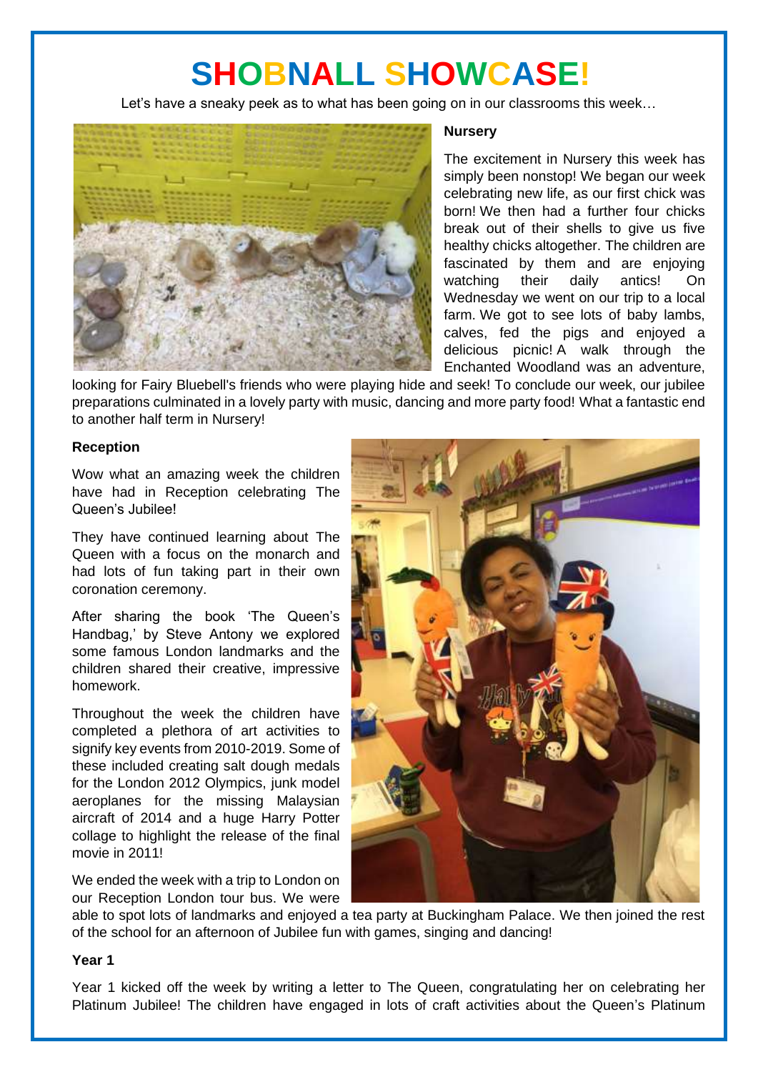# SHOBNALL SHOWCASE!

Let's have a sneaky peek as to what has been going on in our classrooms this week…

**Nursery**

The excitement in Nursery this week has simply been nonstop! We began our week celebrating new life, as our first chick was born! We then had a further four chicks break out of their shells to give us five healthy chicks altogether. The children are fascinated by them and are enjoying watching their daily antics! On Wednesday we went on our trip to a local farm. We got to see lots of baby lambs, calves, fed the pigs and enjoyed a delicious picnic! A walk through the Enchanted Woodland was an adventure, looking for Fairy Bluebell's friends who were playing hide and seek! To conclude our week, our jubilee preparations culminated in a lovely party with music, dancing and more party food! What a fantastic end to another half term in Nursery!

**Reception**

Wow what an amazing week the children have had in Reception celebrating The Queen's Jubilee!

They have continued learning about The Queen with a focus on the monarch and had lots of fun taking part in their own coronation ceremony.

After sharing the book 'The Queen's Handbag,' by Steve Antony we explored some famous London landmarks and the children shared their creative, impressive homework.

Throughout the week the children have completed a plethora of art activities to signify key events from 2010-2019. Some of these included creating salt dough medals for the London 2012 Olympics, junk model aeroplanes for the missing Malaysian aircraft of 2014 and a huge Harry Potter collage to highlight the release of the final movie in 2011!

We ended the week with a trip to London on our Reception London tour bus. We were able to spot lots of landmarks and enjoyed a tea party at Buckingham Palace. We then joined the rest of the school for an afternoon of Jubilee fun with games, singing and dancing!

**Year 1**

Year 1 kicked off the week by writing a letter to The Queen, congratulating her on celebrating her Platinum Jubilee! The children have engaged in lots of craft activities about the Queen's Platinum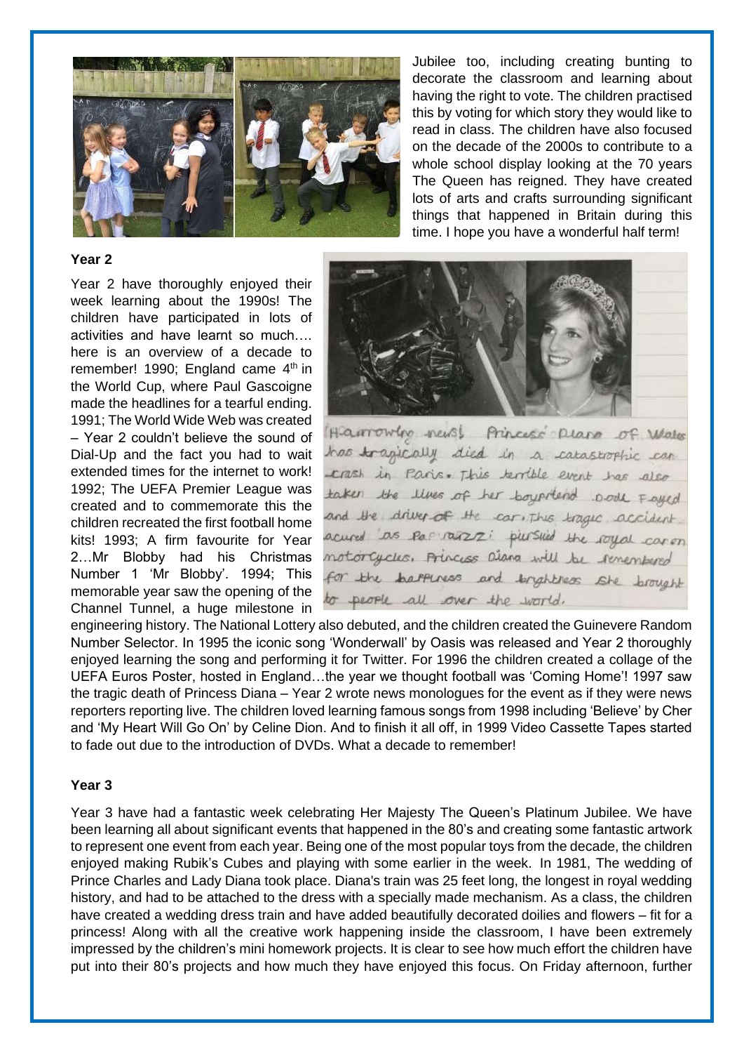Jubilee too, including creating bunting to decorate the classroom and learning about having the right to vote. The children practised this by voting for which story they would like to read in class. The children have also focused on the decade of the 2000s to contribute to a whole school display looking at the 70 years The Queen has reigned. They have created lots of arts and crafts surrounding significant things that happened in Britain during this time. I hope you have a wonderful half term!

**Year 2**

Year 2 have thoroughly enjoyed their week learning about the 1990s! The children have participated in lots of activities and have learnt so much…. here is an overview of a decade to remember! 1990; England came 4th in the World Cup, where Paul Gascoigne made the headlines for a tearful ending. 1991; The World Wide Web was created – Year 2 couldn't believe the sound of Dial-Up and the fact you had to wait extended times for the internet to work! 1992; The UEFA Premier League was created and to commemorate this the children recreated the first football home kits! 1993; A firm favourite for Year 2…Mr Blobby had his Christmas Number 1 'Mr Blobby'. 1994; This memorable year saw the opening of the Channel Tunnel, a huge milestone in engineering history. The National Lottery also debuted, and the children created the Guinevere Random Number Selector. In 1995 the iconic song 'Wonderwall' by Oasis was released and Year 2 thoroughly enjoyed learning the song and performing it for Twitter. For 1996 the children created a collage of the UEFA Euros Poster, hosted in England…the year we thought football was 'Coming Home'! 1997 saw the tragic death of Princess Diana – Year 2 wrote news monologues for the event as if they were news reporters reporting live. The children loved learning famous songs from 1998 including 'Believe' by Cher and 'My Heart Will Go On' by Celine Dion. And to finish it all off, in 1999 Video Cassette Tapes started to fade out due to the introduction of DVDs. What a decade to remember!

**Year 3**

Year 3 have had a fantastic week celebrating Her Majesty The Queen's Platinum Jubilee. We have been learning all about significant events that happened in the 80's and creating some fantastic artwork to represent one event from each year. Being one of the most popular toys from the decade, the children enjoyed making Rubik's Cubes and playing with some earlier in the week. In 1981, The wedding of Prince Charles and Lady Diana took place. Diana's train was 25 feet long, the longest in royal wedding history, and had to be attached to the dress with a specially made mechanism. As a class, the children have created a wedding dress train and have added beautifully decorated doilies and flowers – fit for a princess! Along with all the creative work happening inside the classroom, I have been extremely impressed by the children's mini homework projects. It is clear to see how much effort the children have put into their 80's projects and how much they have enjoyed this focus. On Friday afternoon, further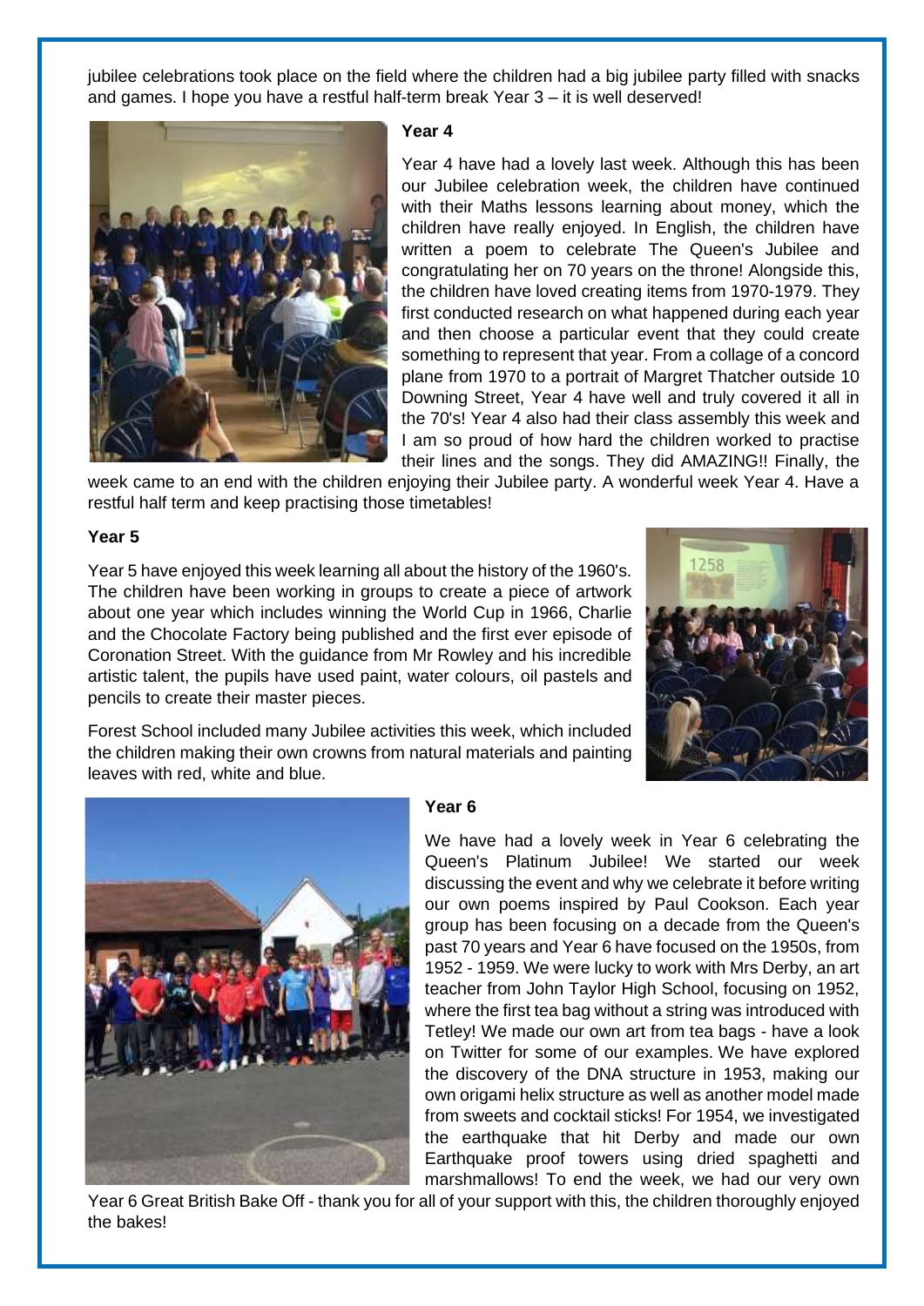jubilee celebrations took place on the field where the children had a big jubilee party filled with snacks and games. I hope you have a restful half-term break Year 3 – it is well deserved!

**Year 4**

Year 4 have had a lovely last week. Although this has been our Jubilee celebration week, the children have continued with their Maths lessons learning about money, which the children have really enjoyed. In English, the children have written a poem to celebrate The Queen's Jubilee and congratulating her on 70 years on the throne! Alongside this, the children have loved creating items from 1970-1979. They first conducted research on what happened during each year and then choose a particular event that they could create something to represent that year. From a collage of a concord plane from 1970 to a portrait of Margret Thatcher outside 10 Downing Street, Year 4 have well and truly covered it all in the 70's! Year 4 also had their class assembly this week and I am so proud of how hard the children worked to practise their lines and the songs. They did AMAZING!! Finally, the week came to an end with the children enjoying their Jubilee party. A wonderful week Year 4. Have a restful half term and keep practising those timetables!

**Year 5**

Year 5 have enjoyed this week learning all about the history of the 1960's. The children have been working in groups to create a piece of artwork about one year which includes winning the World Cup in 1966, Charlie and the Chocolate Factory being published and the first ever episode of Coronation Street. With the guidance from Mr Rowley and his incredible artistic talent, the pupils have used paint, water colours, oil pastels and pencils to create their master pieces.

Forest School included many Jubilee activities this week, which included the children making their own crowns from natural materials and painting leaves with red, white and blue.

**Year 6**

We have had a lovely week in Year 6 celebrating the Queen's Platinum Jubilee! We started our week discussing the event and why we celebrate it before writing our own poems inspired by Paul Cookson. Each year group has been focusing on a decade from the Queen's past 70 years and Year 6 have focused on the 1950s, from 1952 - 1959. We were lucky to work with Mrs Derby, an art teacher from John Taylor High School, focusing on 1952, where the first tea bag without a string was introduced with Tetley! We made our own art from tea bags - have a look on Twitter for some of our examples. We have explored the discovery of the DNA structure in 1953, making our own origami helix structure as well as another model made from sweets and cocktail sticks! For 1954, we investigated the earthquake that hit Derby and made our own Earthquake proof towers using dried spaghetti and marshmallows! To end the week, we had our very own Year 6 Great British Bake Off - thank you for all of your support with this, the children thoroughly enjoyed the bakes!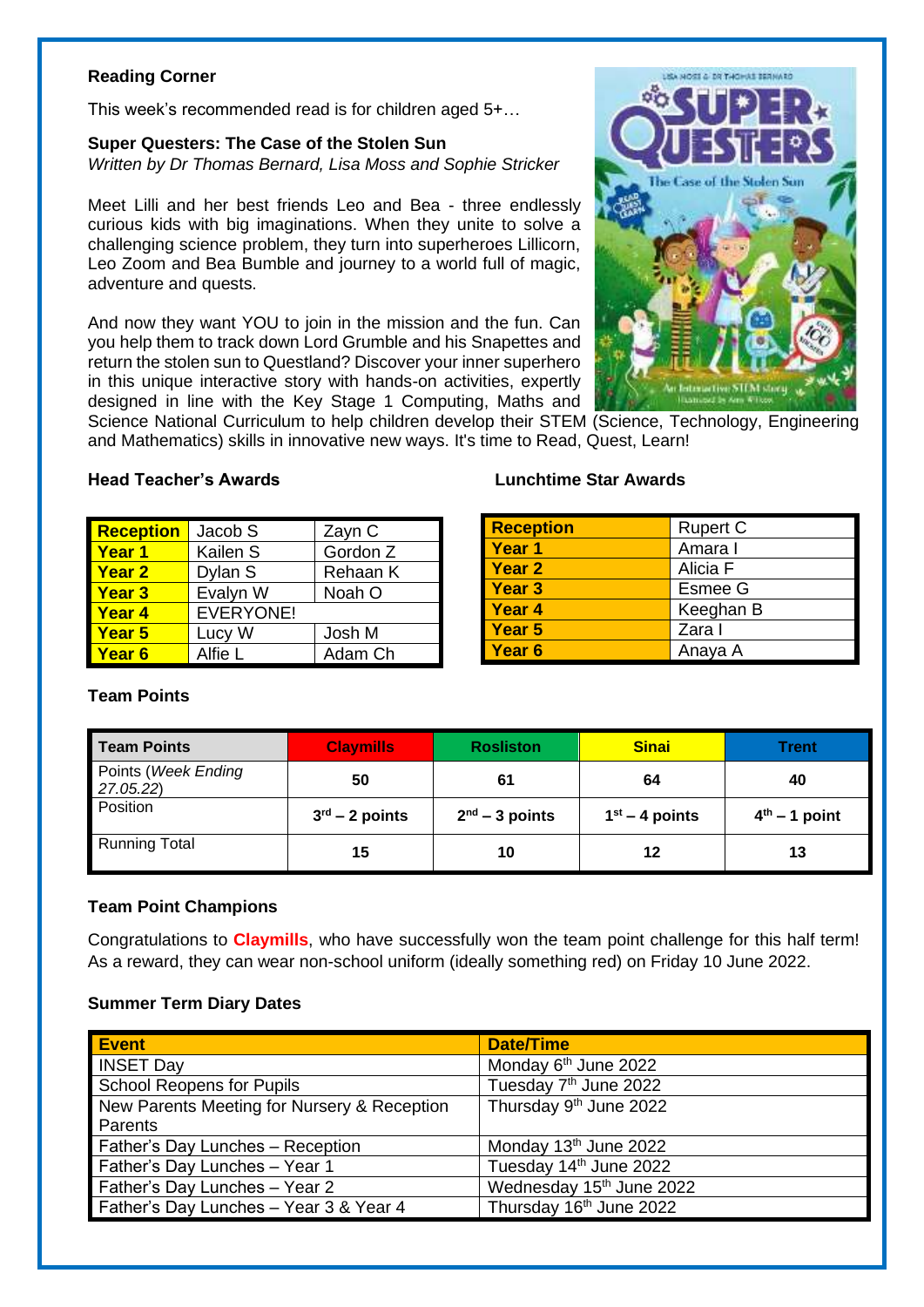### Reading Corner

This week's recommended read is for children aged 5+…

**Super Questers: The Case of the Stolen Sun**
*Written by Dr Thomas Bernard, Lisa Moss and Sophie Stricker*

Meet Lilli and her best friends Leo and Bea - three endlessly curious kids with big imaginations. When they unite to solve a challenging science problem, they turn into superheroes Lillicorn, Leo Zoom and Bea Bumble and journey to a world full of magic, adventure and quests.

And now they want YOU to join in the mission and the fun. Can you help them to track down Lord Grumble and his Snapettes and return the stolen sun to Questland? Discover your inner superhero in this unique interactive story with hands-on activities, expertly designed in line with the Key Stage 1 Computing, Maths and Science National Curriculum to help children develop their STEM (Science, Technology, Engineering and Mathematics) skills in innovative new ways. It's time to Read, Quest, Learn!

### Head Teacher's Awards

| Reception | Jacob S | Zayn C |
|---|---|---|
| Year 1 | Kailen S | Gordon Z |
| Year 2 | Dylan S | Rehaan K |
| Year 3 | Evalyn W | Noah O |
| Year 4 | EVERYONE! | |
| Year 5 | Lucy W | Josh M |
| Year 6 | Alfie L | Adam Ch |

### Lunchtime Star Awards

| Reception | Rupert C |
|---|---|
| Year 1 | Amara I |
| Year 2 | Alicia F |
| Year 3 | Esmee G |
| Year 4 | Keeghan B |
| Year 5 | Zara I |
| Year 6 | Anaya A |

### Team Points

| Team Points | Claymills | Rosliston | Sinai | Trent |
|---|---|---|---|---|
| Points (*Week Ending 27.05.22*) | 50 | 61 | 64 | 40 |
| Position | 3rd – 2 points | 2nd – 3 points | 1st – 4 points | 4th – 1 point |
| Running Total | 15 | 10 | 12 | 13 |

### Team Point Champions

Congratulations to **Claymills**, who have successfully won the team point challenge for this half term! As a reward, they can wear non-school uniform (ideally something red) on Friday 10 June 2022.

### Summer Term Diary Dates

| Event | Date/Time |
|---|---|
| INSET Day | Monday 6th June 2022 |
| School Reopens for Pupils | Tuesday 7th June 2022 |
| New Parents Meeting for Nursery & Reception Parents | Thursday 9th June 2022 |
| Father's Day Lunches – Reception | Monday 13th June 2022 |
| Father's Day Lunches – Year 1 | Tuesday 14th June 2022 |
| Father's Day Lunches – Year 2 | Wednesday 15th June 2022 |
| Father's Day Lunches – Year 3 & Year 4 | Thursday 16th June 2022 |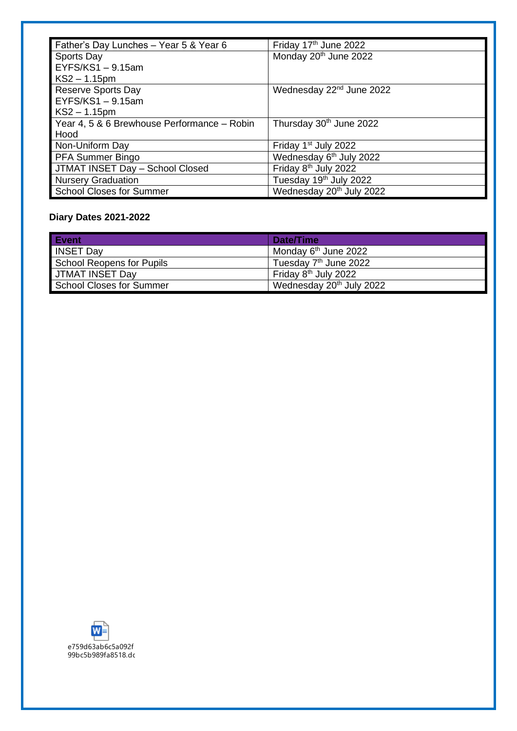| | |
|---|---|
| Father's Day Lunches – Year 5 & Year 6 | Friday 17th June 2022 |
| Sports Day<br>EYFS/KS1 – 9.15am<br>KS2 – 1.15pm | Monday 20th June 2022 |
| Reserve Sports Day<br>EYFS/KS1 – 9.15am<br>KS2 – 1.15pm | Wednesday 22nd June 2022 |
| Year 4, 5 & 6 Brewhouse Performance – Robin Hood | Thursday 30th June 2022 |
| Non-Uniform Day | Friday 1st July 2022 |
| PFA Summer Bingo | Wednesday 6th July 2022 |
| JTMAT INSET Day – School Closed | Friday 8th July 2022 |
| Nursery Graduation | Tuesday 19th July 2022 |
| School Closes for Summer | Wednesday 20th July 2022 |

**Diary Dates 2021-2022**

| Event | Date/Time |
|---|---|
| INSET Day | Monday 6th June 2022 |
| School Reopens for Pupils | Tuesday 7th June 2022 |
| JTMAT INSET Day | Friday 8th July 2022 |
| School Closes for Summer | Wednesday 20th July 2022 |

e759d63ab6c5a092f99bc5b989fa8518.dc